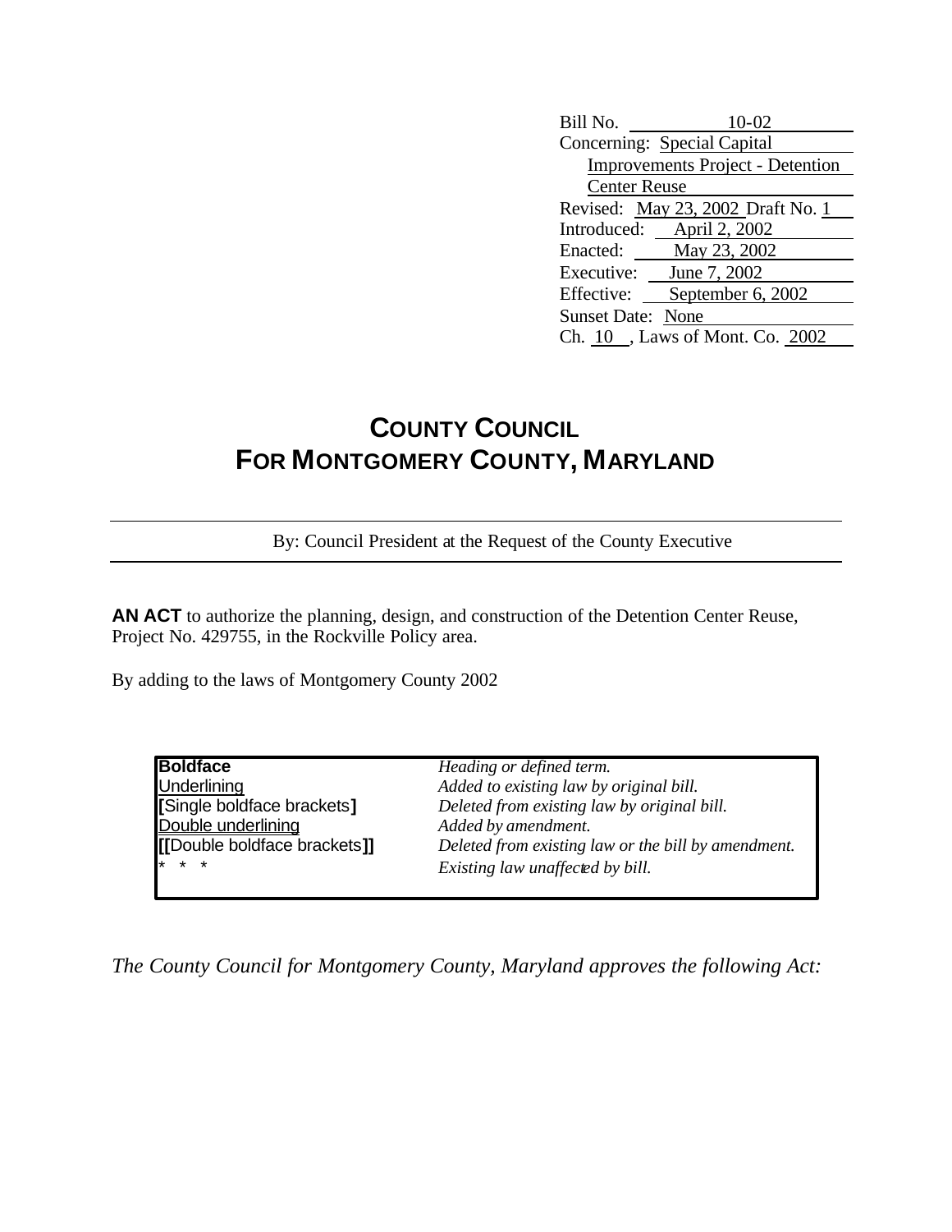Bill No. 10-02
Concerning: Special Capital Improvements Project - Detention Center Reuse
Revised: May 23, 2002 Draft No. 1
Introduced: April 2, 2002
Enacted: May 23, 2002
Executive: June 7, 2002
Effective: September 6, 2002
Sunset Date: None
Ch. 10 , Laws of Mont. Co. 2002

# COUNTY COUNCIL FOR MONTGOMERY COUNTY, MARYLAND

By: Council President at the Request of the County Executive

**AN ACT** to authorize the planning, design, and construction of the Detention Center Reuse, Project No. 429755, in the Rockville Policy area.

By adding to the laws of Montgomery County 2002

| | |
|---|---|
| **Boldface** | *Heading or defined term.* |
| Underlining | *Added to existing law by original bill.* |
| **[**Single boldface brackets**]** | *Deleted from existing law by original bill.* |
| Double underlining | *Added by amendment.* |
| **[[**Double boldface brackets**]]** | *Deleted from existing law or the bill by amendment.* |
| * * * | *Existing law unaffected by bill.* |

*The County Council for Montgomery County, Maryland approves the following Act:*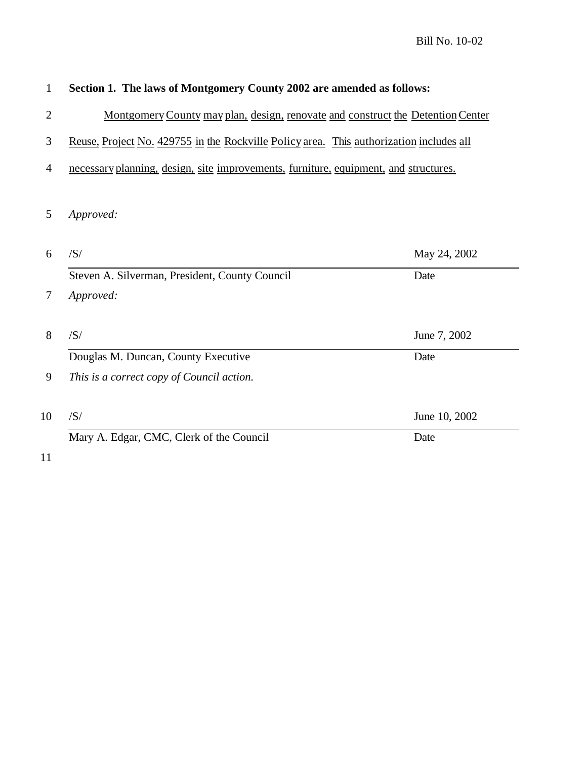Bill No. 10-02

**Section 1. The laws of Montgomery County 2002 are amended as follows:**

Montgomery County may plan, design, renovate and construct the Detention Center Reuse, Project No. 429755 in the Rockville Policy area. This authorization includes all necessary planning, design, site improvements, furniture, equipment, and structures.

*Approved:*

| | |
|---|---|
| /S/ | May 24, 2002 |
| Steven A. Silverman, President, County Council | Date |

*Approved:*

| | |
|---|---|
| /S/ | June 7, 2002 |
| Douglas M. Duncan, County Executive | Date |

*This is a correct copy of Council action.*

| | |
|---|---|
| /S/ | June 10, 2002 |
| Mary A. Edgar, CMC, Clerk of the Council | Date |